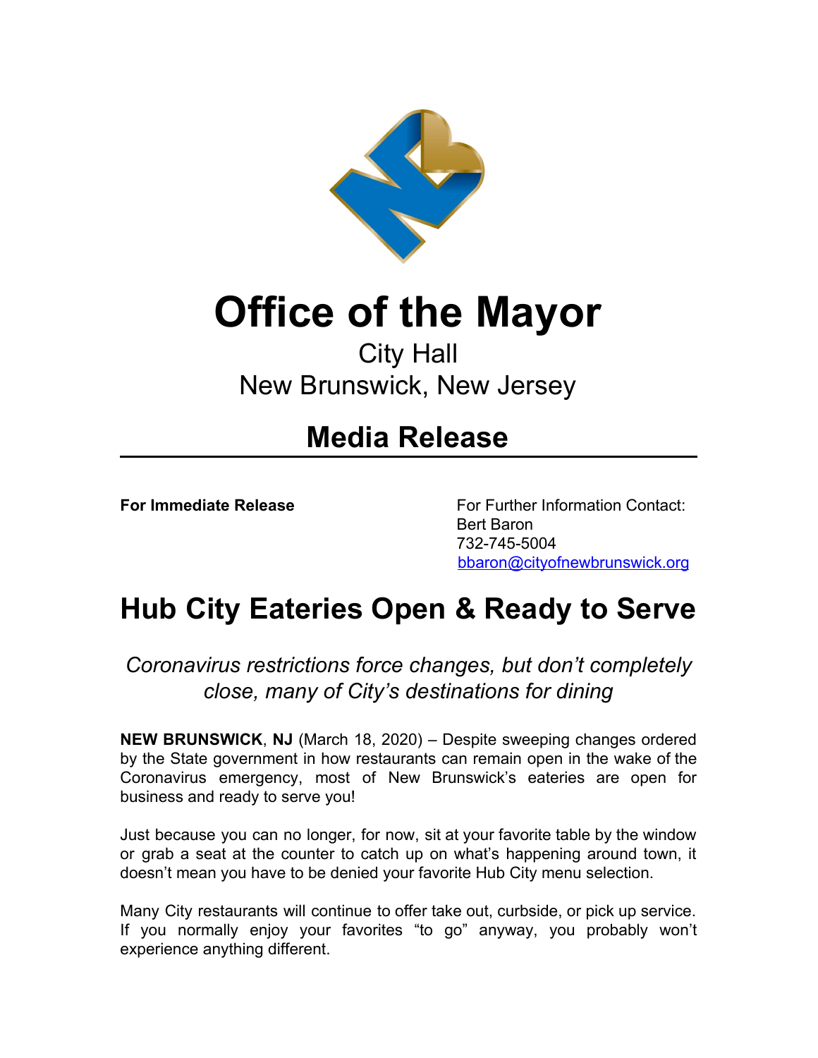# Office of the Mayor

City Hall
New Brunswick, New Jersey

## Media Release

**For Immediate Release**

For Further Information Contact:
Bert Baron
732-745-5004
bbaron@cityofnewbrunswick.org

# Hub City Eateries Open & Ready to Serve

*Coronavirus restrictions force changes, but don't completely close, many of City's destinations for dining*

**NEW BRUNSWICK**, **NJ** (March 18, 2020) – Despite sweeping changes ordered by the State government in how restaurants can remain open in the wake of the Coronavirus emergency, most of New Brunswick's eateries are open for business and ready to serve you!

Just because you can no longer, for now, sit at your favorite table by the window or grab a seat at the counter to catch up on what's happening around town, it doesn't mean you have to be denied your favorite Hub City menu selection.

Many City restaurants will continue to offer take out, curbside, or pick up service. If you normally enjoy your favorites "to go" anyway, you probably won't experience anything different.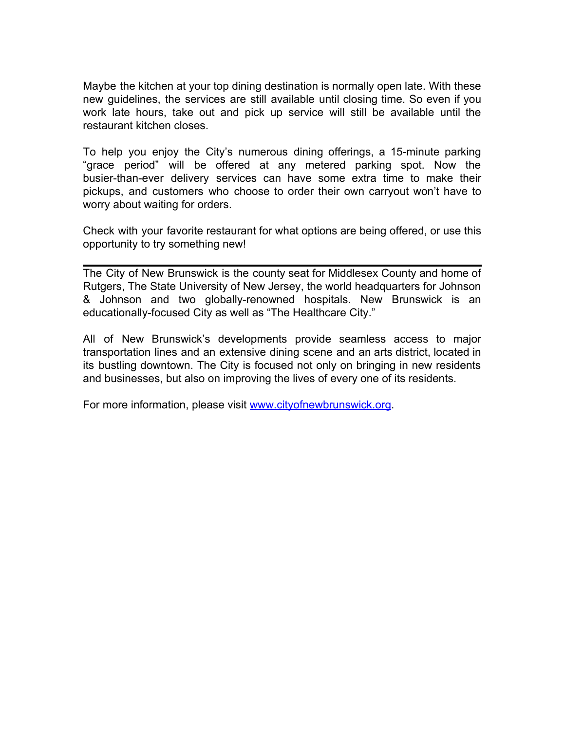Maybe the kitchen at your top dining destination is normally open late. With these new guidelines, the services are still available until closing time. So even if you work late hours, take out and pick up service will still be available until the restaurant kitchen closes.

To help you enjoy the City's numerous dining offerings, a 15-minute parking "grace period" will be offered at any metered parking spot. Now the busier-than-ever delivery services can have some extra time to make their pickups, and customers who choose to order their own carryout won't have to worry about waiting for orders.

Check with your favorite restaurant for what options are being offered, or use this opportunity to try something new!

---

The City of New Brunswick is the county seat for Middlesex County and home of Rutgers, The State University of New Jersey, the world headquarters for Johnson & Johnson and two globally-renowned hospitals. New Brunswick is an educationally-focused City as well as "The Healthcare City."

All of New Brunswick's developments provide seamless access to major transportation lines and an extensive dining scene and an arts district, located in its bustling downtown. The City is focused not only on bringing in new residents and businesses, but also on improving the lives of every one of its residents.

For more information, please visit [www.cityofnewbrunswick.org](http://www.cityofnewbrunswick.org).